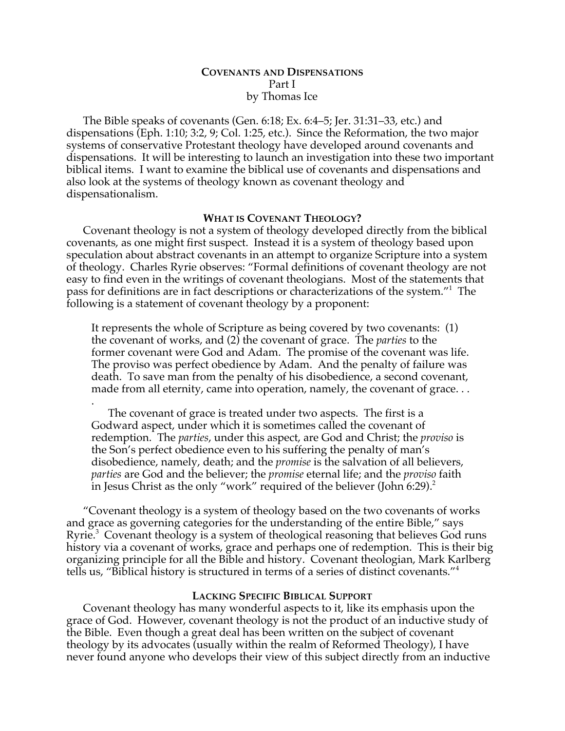# COVENANTS AND DISPENSATIONS

Part I

by Thomas Ice

The Bible speaks of covenants (Gen. 6:18; Ex. 6:4–5; Jer. 31:31–33, etc.) and dispensations (Eph. 1:10; 3:2, 9; Col. 1:25, etc.). Since the Reformation, the two major systems of conservative Protestant theology have developed around covenants and dispensations. It will be interesting to launch an investigation into these two important biblical items. I want to examine the biblical use of covenants and dispensations and also look at the systems of theology known as covenant theology and dispensationalism.

## WHAT IS COVENANT THEOLOGY?

Covenant theology is not a system of theology developed directly from the biblical covenants, as one might first suspect. Instead it is a system of theology based upon speculation about abstract covenants in an attempt to organize Scripture into a system of theology. Charles Ryrie observes: "Formal definitions of covenant theology are not easy to find even in the writings of covenant theologians. Most of the statements that pass for definitions are in fact descriptions or characterizations of the system."[1] The following is a statement of covenant theology by a proponent:

> It represents the whole of Scripture as being covered by two covenants: (1) the covenant of works, and (2) the covenant of grace. The *parties* to the former covenant were God and Adam. The promise of the covenant was life. The proviso was perfect obedience by Adam. And the penalty of failure was death. To save man from the penalty of his disobedience, a second covenant, made from all eternity, came into operation, namely, the covenant of grace. . . .
>
> The covenant of grace is treated under two aspects. The first is a Godward aspect, under which it is sometimes called the covenant of redemption. The *parties*, under this aspect, are God and Christ; the *proviso* is the Son's perfect obedience even to his suffering the penalty of man's disobedience, namely, death; and the *promise* is the salvation of all believers, *parties* are God and the believer; the *promise* eternal life; and the *proviso* faith in Jesus Christ as the only "work" required of the believer (John 6:29).[2]

"Covenant theology is a system of theology based on the two covenants of works and grace as governing categories for the understanding of the entire Bible," says Ryrie.[3] Covenant theology is a system of theological reasoning that believes God runs history via a covenant of works, grace and perhaps one of redemption. This is their big organizing principle for all the Bible and history. Covenant theologian, Mark Karlberg tells us, "Biblical history is structured in terms of a series of distinct covenants."[4]

## LACKING SPECIFIC BIBLICAL SUPPORT

Covenant theology has many wonderful aspects to it, like its emphasis upon the grace of God. However, covenant theology is not the product of an inductive study of the Bible. Even though a great deal has been written on the subject of covenant theology by its advocates (usually within the realm of Reformed Theology), I have never found anyone who develops their view of this subject directly from an inductive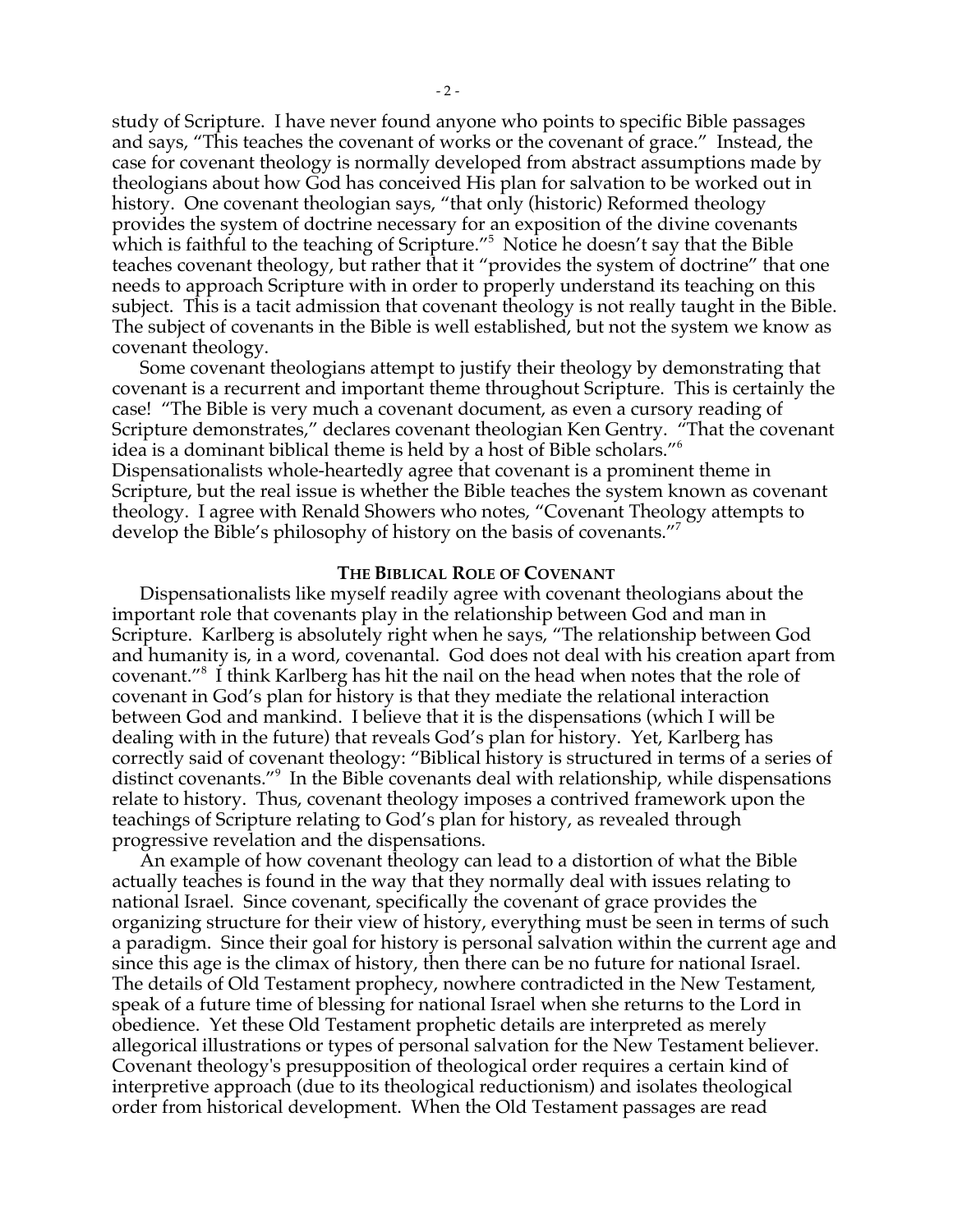study of Scripture. I have never found anyone who points to specific Bible passages and says, "This teaches the covenant of works or the covenant of grace." Instead, the case for covenant theology is normally developed from abstract assumptions made by theologians about how God has conceived His plan for salvation to be worked out in history. One covenant theologian says, "that only (historic) Reformed theology provides the system of doctrine necessary for an exposition of the divine covenants which is faithful to the teaching of Scripture."[5] Notice he doesn't say that the Bible teaches covenant theology, but rather that it "provides the system of doctrine" that one needs to approach Scripture with in order to properly understand its teaching on this subject. This is a tacit admission that covenant theology is not really taught in the Bible. The subject of covenants in the Bible is well established, but not the system we know as covenant theology.

Some covenant theologians attempt to justify their theology by demonstrating that covenant is a recurrent and important theme throughout Scripture. This is certainly the case! "The Bible is very much a covenant document, as even a cursory reading of Scripture demonstrates," declares covenant theologian Ken Gentry. "That the covenant idea is a dominant biblical theme is held by a host of Bible scholars."[6] Dispensationalists whole-heartedly agree that covenant is a prominent theme in Scripture, but the real issue is whether the Bible teaches the system known as covenant theology. I agree with Renald Showers who notes, "Covenant Theology attempts to develop the Bible's philosophy of history on the basis of covenants."[7]

### The Biblical Role of Covenant

Dispensationalists like myself readily agree with covenant theologians about the important role that covenants play in the relationship between God and man in Scripture. Karlberg is absolutely right when he says, "The relationship between God and humanity is, in a word, covenantal. God does not deal with his creation apart from covenant."[8] I think Karlberg has hit the nail on the head when notes that the role of covenant in God's plan for history is that they mediate the relational interaction between God and mankind. I believe that it is the dispensations (which I will be dealing with in the future) that reveals God's plan for history. Yet, Karlberg has correctly said of covenant theology: "Biblical history is structured in terms of a series of distinct covenants."[9] In the Bible covenants deal with relationship, while dispensations relate to history. Thus, covenant theology imposes a contrived framework upon the teachings of Scripture relating to God's plan for history, as revealed through progressive revelation and the dispensations.

An example of how covenant theology can lead to a distortion of what the Bible actually teaches is found in the way that they normally deal with issues relating to national Israel. Since covenant, specifically the covenant of grace provides the organizing structure for their view of history, everything must be seen in terms of such a paradigm. Since their goal for history is personal salvation within the current age and since this age is the climax of history, then there can be no future for national Israel. The details of Old Testament prophecy, nowhere contradicted in the New Testament, speak of a future time of blessing for national Israel when she returns to the Lord in obedience. Yet these Old Testament prophetic details are interpreted as merely allegorical illustrations or types of personal salvation for the New Testament believer. Covenant theology's presupposition of theological order requires a certain kind of interpretive approach (due to its theological reductionism) and isolates theological order from historical development. When the Old Testament passages are read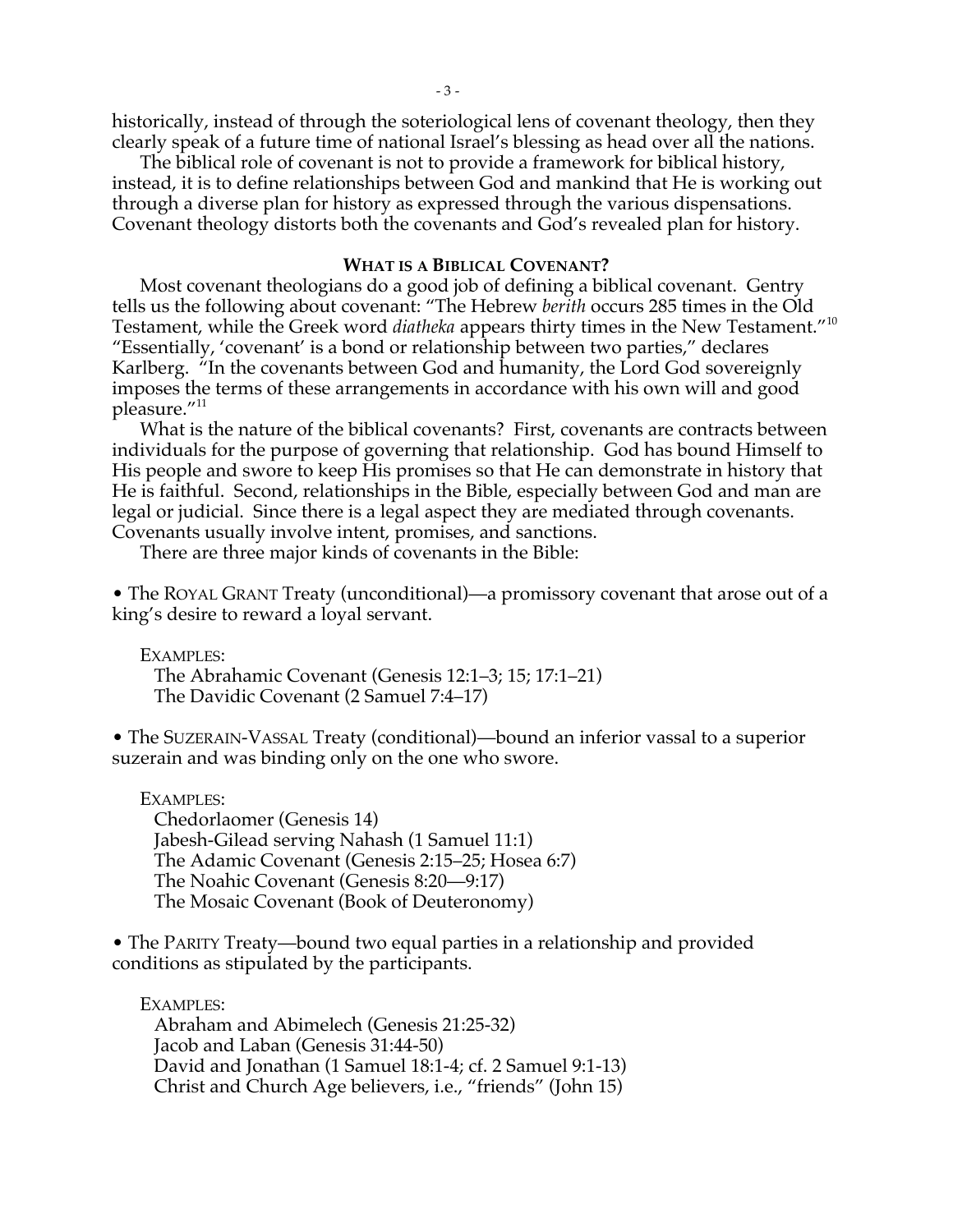historically, instead of through the soteriological lens of covenant theology, then they clearly speak of a future time of national Israel's blessing as head over all the nations.

The biblical role of covenant is not to provide a framework for biblical history, instead, it is to define relationships between God and mankind that He is working out through a diverse plan for history as expressed through the various dispensations. Covenant theology distorts both the covenants and God's revealed plan for history.

## WHAT IS A BIBLICAL COVENANT?

Most covenant theologians do a good job of defining a biblical covenant. Gentry tells us the following about covenant: "The Hebrew *berith* occurs 285 times in the Old Testament, while the Greek word *diatheka* appears thirty times in the New Testament."[10] "Essentially, 'covenant' is a bond or relationship between two parties," declares Karlberg. "In the covenants between God and humanity, the Lord God sovereignly imposes the terms of these arrangements in accordance with his own will and good pleasure."[11]

What is the nature of the biblical covenants? First, covenants are contracts between individuals for the purpose of governing that relationship. God has bound Himself to His people and swore to keep His promises so that He can demonstrate in history that He is faithful. Second, relationships in the Bible, especially between God and man are legal or judicial. Since there is a legal aspect they are mediated through covenants. Covenants usually involve intent, promises, and sanctions.

There are three major kinds of covenants in the Bible:

- The ROYAL GRANT Treaty (unconditional)—a promissory covenant that arose out of a king's desire to reward a loyal servant.

  EXAMPLES:
  The Abrahamic Covenant (Genesis 12:1–3; 15; 17:1–21)
  The Davidic Covenant (2 Samuel 7:4–17)

- The SUZERAIN-VASSAL Treaty (conditional)—bound an inferior vassal to a superior suzerain and was binding only on the one who swore.

  EXAMPLES:
  Chedorlaomer (Genesis 14)
  Jabesh-Gilead serving Nahash (1 Samuel 11:1)
  The Adamic Covenant (Genesis 2:15–25; Hosea 6:7)
  The Noahic Covenant (Genesis 8:20—9:17)
  The Mosaic Covenant (Book of Deuteronomy)

- The PARITY Treaty—bound two equal parties in a relationship and provided conditions as stipulated by the participants.

  EXAMPLES:
  Abraham and Abimelech (Genesis 21:25-32)
  Jacob and Laban (Genesis 31:44-50)
  David and Jonathan (1 Samuel 18:1-4; cf. 2 Samuel 9:1-13)
  Christ and Church Age believers, i.e., "friends" (John 15)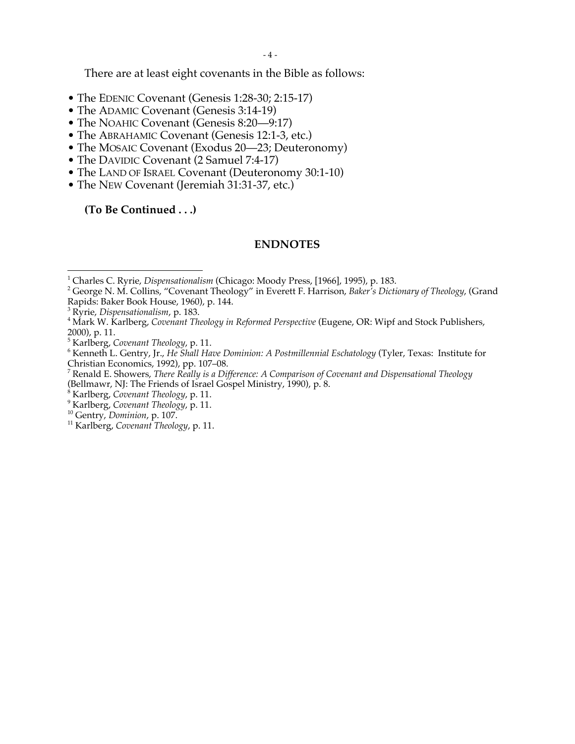There are at least eight covenants in the Bible as follows:

- The EDENIC Covenant (Genesis 1:28-30; 2:15-17)
- The ADAMIC Covenant (Genesis 3:14-19)
- The NOAHIC Covenant (Genesis 8:20—9:17)
- The ABRAHAMIC Covenant (Genesis 12:1-3, etc.)
- The MOSAIC Covenant (Exodus 20—23; Deuteronomy)
- The DAVIDIC Covenant (2 Samuel 7:4-17)
- The LAND OF ISRAEL Covenant (Deuteronomy 30:1-10)
- The NEW Covenant (Jeremiah 31:31-37, etc.)

**(To Be Continued . . .)**

## ENDNOTES

[1] Charles C. Ryrie, *Dispensationalism* (Chicago: Moody Press, [1966], 1995), p. 183.

[2] George N. M. Collins, "Covenant Theology" in Everett F. Harrison, *Baker's Dictionary of Theology*, (Grand Rapids: Baker Book House, 1960), p. 144.

[3] Ryrie, *Dispensationalism*, p. 183.

[4] Mark W. Karlberg, *Covenant Theology in Reformed Perspective* (Eugene, OR: Wipf and Stock Publishers, 2000), p. 11.

[5] Karlberg, *Covenant Theology*, p. 11.

[6] Kenneth L. Gentry, Jr., *He Shall Have Dominion: A Postmillennial Eschatology* (Tyler, Texas: Institute for Christian Economics, 1992), pp. 107–08.

[7] Renald E. Showers, *There Really is a Difference: A Comparison of Covenant and Dispensational Theology* (Bellmawr, NJ: The Friends of Israel Gospel Ministry, 1990), p. 8.

[8] Karlberg, *Covenant Theology*, p. 11.

[9] Karlberg, *Covenant Theology*, p. 11.

[10] Gentry, *Dominion*, p. 107.

[11] Karlberg, *Covenant Theology*, p. 11.